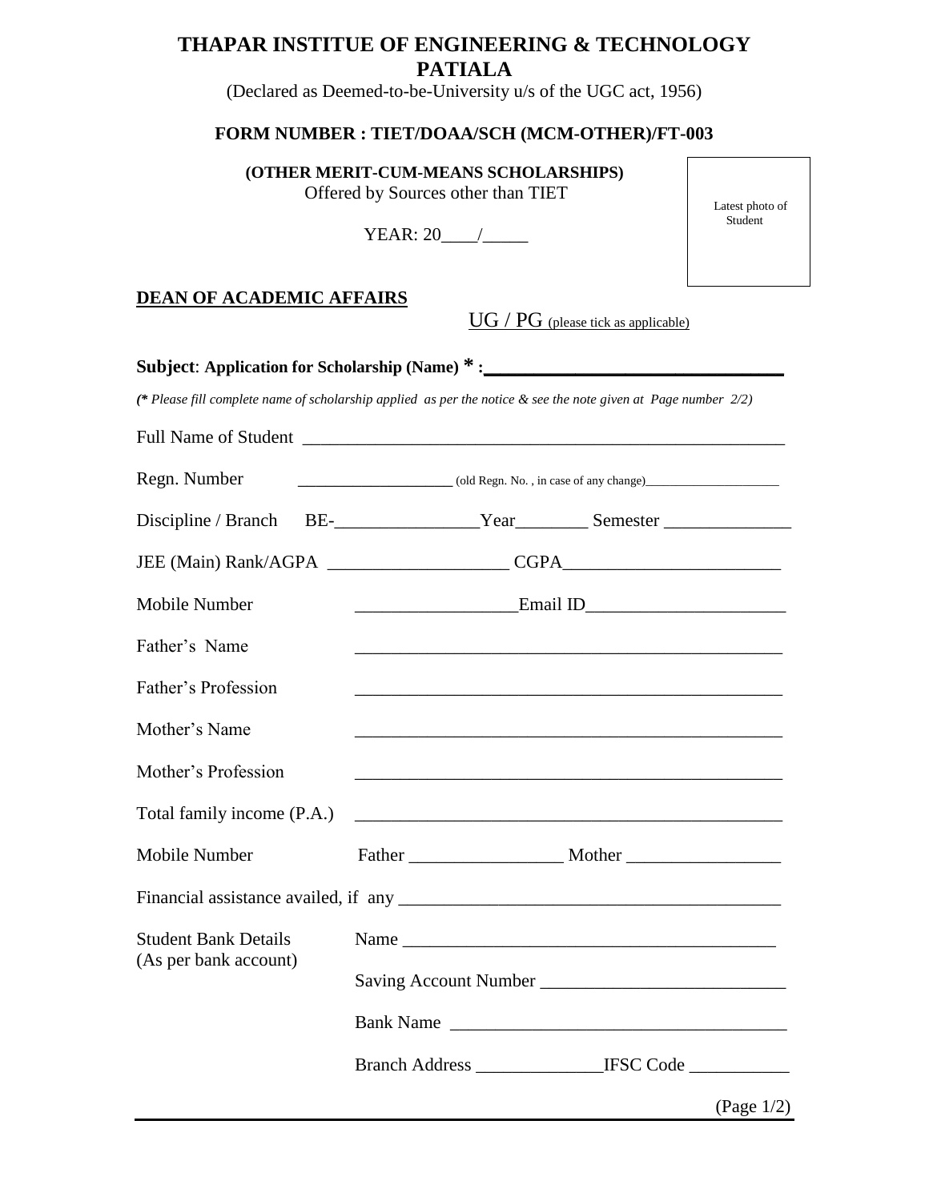# THAPAR INSTITUE OF ENGINEERING & TECHNOLOGY PATIALA

(Declared as Deemed-to-be-University u/s of the UGC act, 1956)

**FORM NUMBER : TIET/DOAA/SCH (MCM-OTHER)/FT-003**

**(OTHER MERIT-CUM-MEANS SCHOLARSHIPS)**
Offered by Sources other than TIET

YEAR: 20____/_____

Latest photo of Student

**DEAN OF ACADEMIC AFFAIRS**

UG / PG (please tick as applicable)

**Subject**: **Application for Scholarship (Name) * :______________________________**

***(* Please fill complete name of scholarship applied as per the notice & see the note given at Page number 2/2)***

Full Name of Student ____________________________________________________

Regn. Number __________________ (old Regn. No. , in case of any change)_____________________

Discipline / Branch BE-________________Year________ Semester ______________

JEE (Main) Rank/AGPA ___________________ CGPA_______________________

Mobile Number _________________Email ID_____________________

Father's Name ______________________________________________

Father's Profession ______________________________________________

Mother's Name ______________________________________________

Mother's Profession ______________________________________________

Total family income (P.A.) ______________________________________________

Mobile Number Father ________________ Mother ________________

Financial assistance availed, if any ________________________________________

Student Bank Details (As per bank account)

Name ________________________________________

Saving Account Number __________________________

Bank Name ____________________________________

Branch Address ______________IFSC Code ___________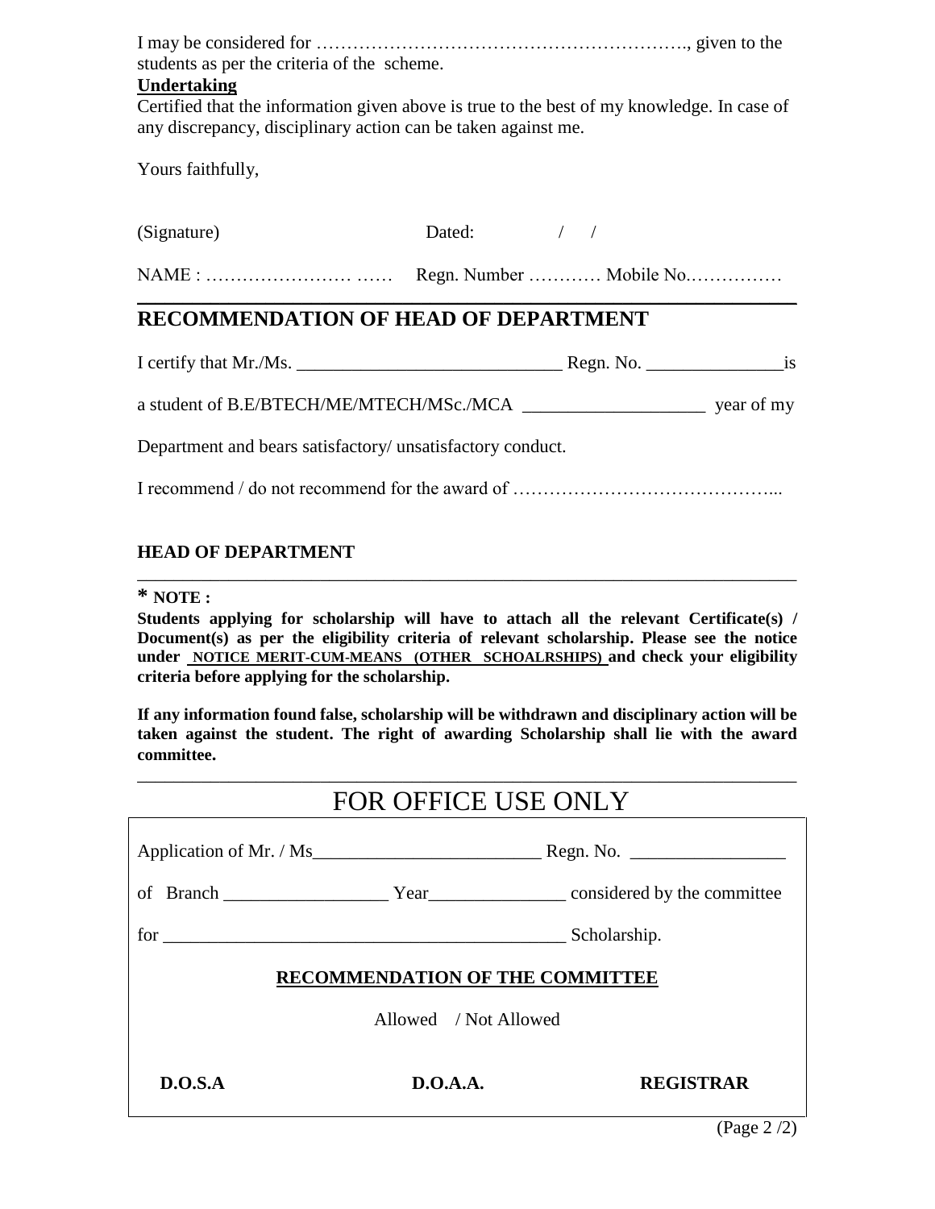I may be considered for ……………………………………………………., given to the students as per the criteria of the scheme.

**Undertaking**

Certified that the information given above is true to the best of my knowledge. In case of any discrepancy, disciplinary action can be taken against me.

Yours faithfully,

(Signature) Dated: / /

NAME : …………………… …… Regn. Number ………… Mobile No.……………

## RECOMMENDATION OF HEAD OF DEPARTMENT

I certify that Mr./Ms. ____________________________ Regn. No. ______________ is

a student of B.E/BTECH/ME/MTECH/MSc./MCA ___________________ year of my

Department and bears satisfactory/ unsatisfactory conduct.

I recommend / do not recommend for the award of ……………………………………...

**HEAD OF DEPARTMENT**

---

**\* NOTE :**

**Students applying for scholarship will have to attach all the relevant Certificate(s) / Document(s) as per the eligibility criteria of relevant scholarship. Please see the notice under NOTICE MERIT-CUM-MEANS (OTHER SCHOALRSHIPS) and check your eligibility criteria before applying for the scholarship.**

**If any information found false, scholarship will be withdrawn and disciplinary action will be taken against the student. The right of awarding Scholarship shall lie with the award committee.**

---

# FOR OFFICE USE ONLY

Application of Mr. / Ms________________________ Regn. No. ________________

of Branch _________________ Year______________ considered by the committee

for ___________________________________________ Scholarship.

**RECOMMENDATION OF THE COMMITTEE**

Allowed / Not Allowed

**D.O.S.A** **D.O.A.A.** **REGISTRAR**